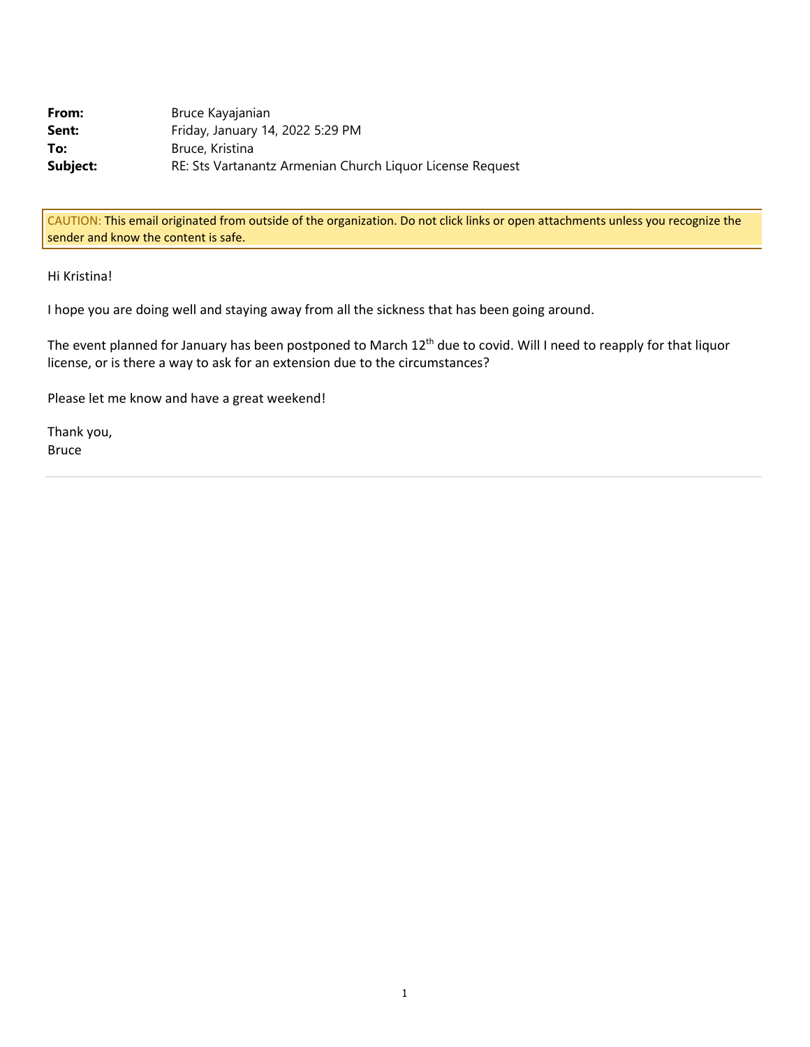| | |
|---|---|
| **From:** | Bruce Kayajanian |
| **Sent:** | Friday, January 14, 2022 5:29 PM |
| **To:** | Bruce, Kristina |
| **Subject:** | RE: Sts Vartanantz Armenian Church Liquor License Request |

CAUTION: This email originated from outside of the organization. Do not click links or open attachments unless you recognize the sender and know the content is safe.

Hi Kristina!

I hope you are doing well and staying away from all the sickness that has been going around.

The event planned for January has been postponed to March 12th due to covid. Will I need to reapply for that liquor license, or is there a way to ask for an extension due to the circumstances?

Please let me know and have a great weekend!

Thank you,
Bruce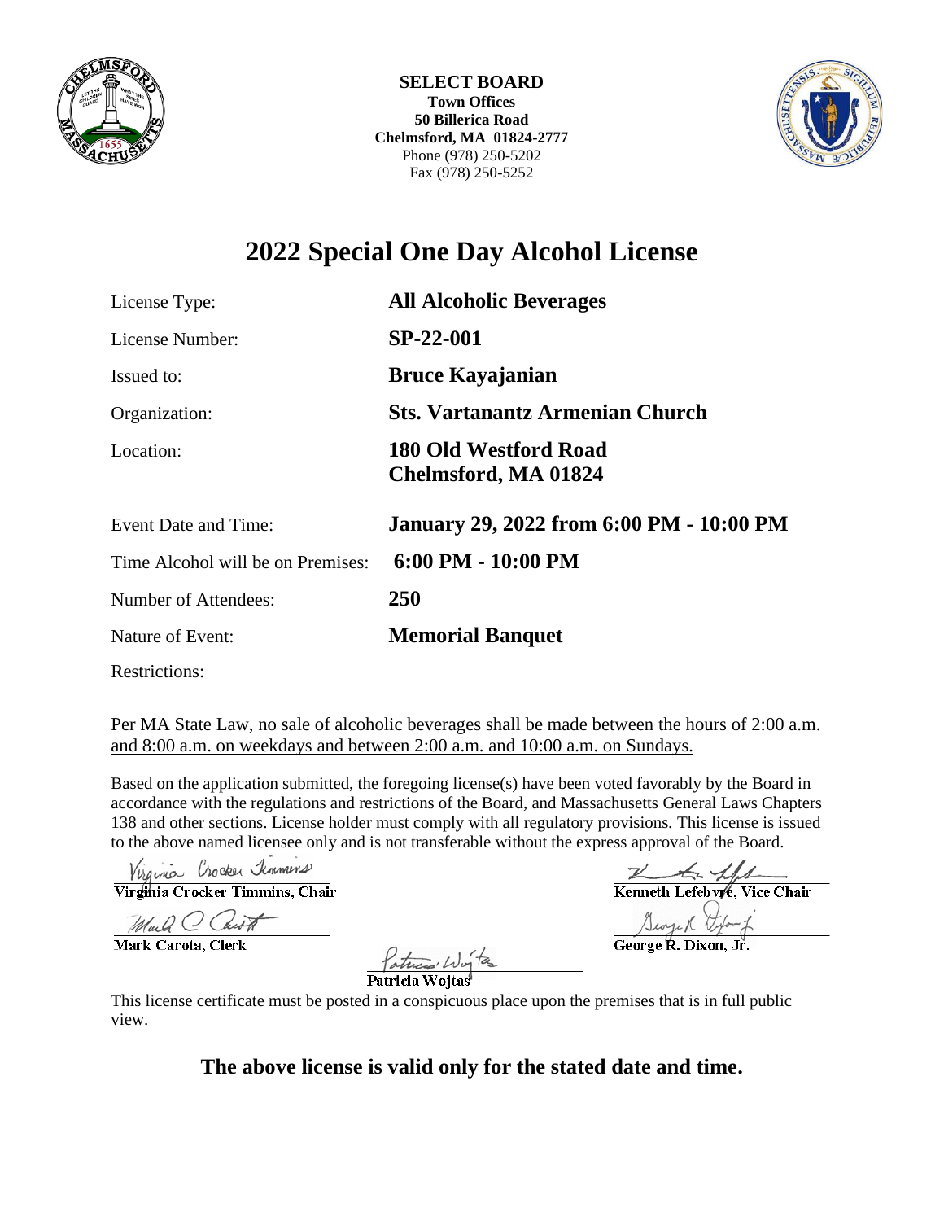**SELECT BOARD**
**Town Offices**
**50 Billerica Road**
**Chelmsford, MA 01824-2777**
Phone (978) 250-5202
Fax (978) 250-5252

# 2022 Special One Day Alcohol License

| | |
|---|---|
| License Type: | **All Alcoholic Beverages** |
| License Number: | **SP-22-001** |
| Issued to: | **Bruce Kayajanian** |
| Organization: | **Sts. Vartanantz Armenian Church** |
| Location: | **180 Old Westford Road Chelmsford, MA 01824** |
| Event Date and Time: | **January 29, 2022 from 6:00 PM - 10:00 PM** |
| Time Alcohol will be on Premises: | **6:00 PM - 10:00 PM** |
| Number of Attendees: | **250** |
| Nature of Event: | **Memorial Banquet** |
| Restrictions: | |

Per MA State Law, no sale of alcoholic beverages shall be made between the hours of 2:00 a.m. and 8:00 a.m. on weekdays and between 2:00 a.m. and 10:00 a.m. on Sundays.

Based on the application submitted, the foregoing license(s) have been voted favorably by the Board in accordance with the regulations and restrictions of the Board, and Massachusetts General Laws Chapters 138 and other sections. License holder must comply with all regulatory provisions. This license is issued to the above named licensee only and is not transferable without the express approval of the Board.

Virginia Crocker Timmins, Chair

Kenneth Lefebvre, Vice Chair

Mark Carota, Clerk

George R. Dixon, Jr.

Patricia Wojtas

This license certificate must be posted in a conspicuous place upon the premises that is in full public view.

**The above license is valid only for the stated date and time.**